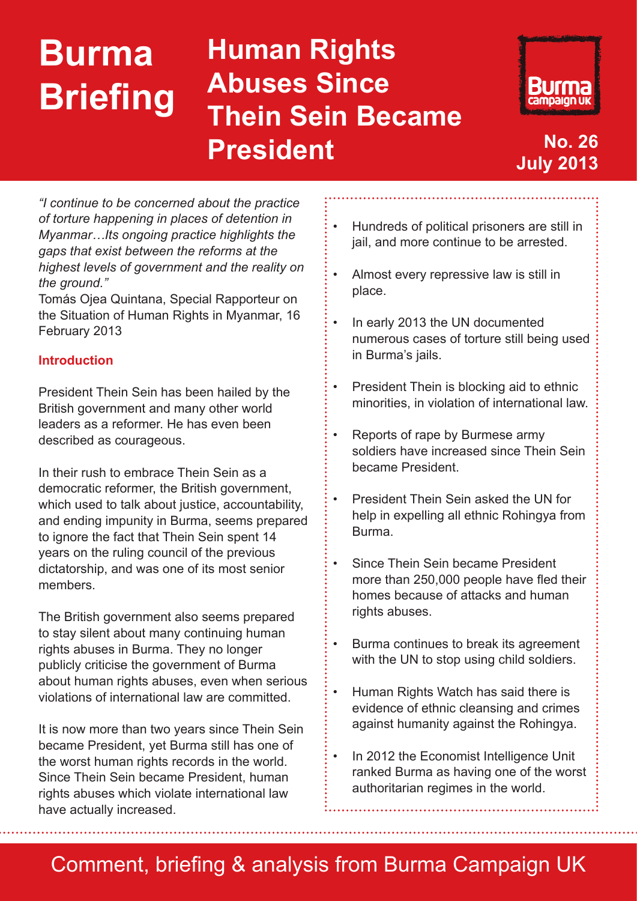# Burma Briefing

# Human Rights Abuses Since Thein Sein Became President

**No. 26**
**July 2013**

*"I continue to be concerned about the practice of torture happening in places of detention in Myanmar…Its ongoing practice highlights the gaps that exist between the reforms at the highest levels of government and the reality on the ground."*
Tomás Ojea Quintana, Special Rapporteur on the Situation of Human Rights in Myanmar, 16 February 2013

- Hundreds of political prisoners are still in jail, and more continue to be arrested.
- Almost every repressive law is still in place.
- In early 2013 the UN documented numerous cases of torture still being used in Burma's jails.
- President Thein is blocking aid to ethnic minorities, in violation of international law.
- Reports of rape by Burmese army soldiers have increased since Thein Sein became President.
- President Thein Sein asked the UN for help in expelling all ethnic Rohingya from Burma.
- Since Thein Sein became President more than 250,000 people have fled their homes because of attacks and human rights abuses.
- Burma continues to break its agreement with the UN to stop using child soldiers.
- Human Rights Watch has said there is evidence of ethnic cleansing and crimes against humanity against the Rohingya.
- In 2012 the Economist Intelligence Unit ranked Burma as having one of the worst authoritarian regimes in the world.

## Introduction

President Thein Sein has been hailed by the British government and many other world leaders as a reformer. He has even been described as courageous.

In their rush to embrace Thein Sein as a democratic reformer, the British government, which used to talk about justice, accountability, and ending impunity in Burma, seems prepared to ignore the fact that Thein Sein spent 14 years on the ruling council of the previous dictatorship, and was one of its most senior members.

The British government also seems prepared to stay silent about many continuing human rights abuses in Burma. They no longer publicly criticise the government of Burma about human rights abuses, even when serious violations of international law are committed.

It is now more than two years since Thein Sein became President, yet Burma still has one of the worst human rights records in the world. Since Thein Sein became President, human rights abuses which violate international law have actually increased.

Comment, briefing & analysis from Burma Campaign UK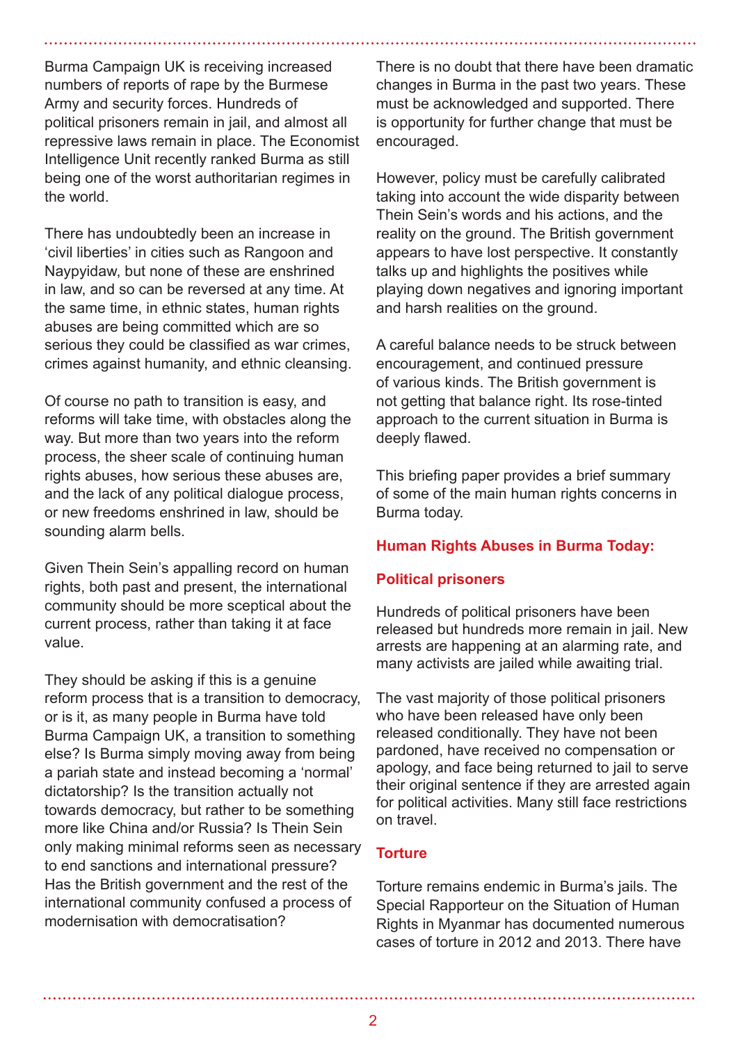Burma Campaign UK is receiving increased numbers of reports of rape by the Burmese Army and security forces. Hundreds of political prisoners remain in jail, and almost all repressive laws remain in place. The Economist Intelligence Unit recently ranked Burma as still being one of the worst authoritarian regimes in the world.

There has undoubtedly been an increase in 'civil liberties' in cities such as Rangoon and Naypyidaw, but none of these are enshrined in law, and so can be reversed at any time. At the same time, in ethnic states, human rights abuses are being committed which are so serious they could be classified as war crimes, crimes against humanity, and ethnic cleansing.

Of course no path to transition is easy, and reforms will take time, with obstacles along the way. But more than two years into the reform process, the sheer scale of continuing human rights abuses, how serious these abuses are, and the lack of any political dialogue process, or new freedoms enshrined in law, should be sounding alarm bells.

Given Thein Sein's appalling record on human rights, both past and present, the international community should be more sceptical about the current process, rather than taking it at face value.

They should be asking if this is a genuine reform process that is a transition to democracy, or is it, as many people in Burma have told Burma Campaign UK, a transition to something else? Is Burma simply moving away from being a pariah state and instead becoming a 'normal' dictatorship? Is the transition actually not towards democracy, but rather to be something more like China and/or Russia? Is Thein Sein only making minimal reforms seen as necessary to end sanctions and international pressure? Has the British government and the rest of the international community confused a process of modernisation with democratisation?

There is no doubt that there have been dramatic changes in Burma in the past two years. These must be acknowledged and supported. There is opportunity for further change that must be encouraged.

However, policy must be carefully calibrated taking into account the wide disparity between Thein Sein's words and his actions, and the reality on the ground. The British government appears to have lost perspective. It constantly talks up and highlights the positives while playing down negatives and ignoring important and harsh realities on the ground.

A careful balance needs to be struck between encouragement, and continued pressure of various kinds. The British government is not getting that balance right. Its rose-tinted approach to the current situation in Burma is deeply flawed.

This briefing paper provides a brief summary of some of the main human rights concerns in Burma today.

## Human Rights Abuses in Burma Today:

### Political prisoners

Hundreds of political prisoners have been released but hundreds more remain in jail. New arrests are happening at an alarming rate, and many activists are jailed while awaiting trial.

The vast majority of those political prisoners who have been released have only been released conditionally. They have not been pardoned, have received no compensation or apology, and face being returned to jail to serve their original sentence if they are arrested again for political activities. Many still face restrictions on travel.

### Torture

Torture remains endemic in Burma's jails. The Special Rapporteur on the Situation of Human Rights in Myanmar has documented numerous cases of torture in 2012 and 2013. There have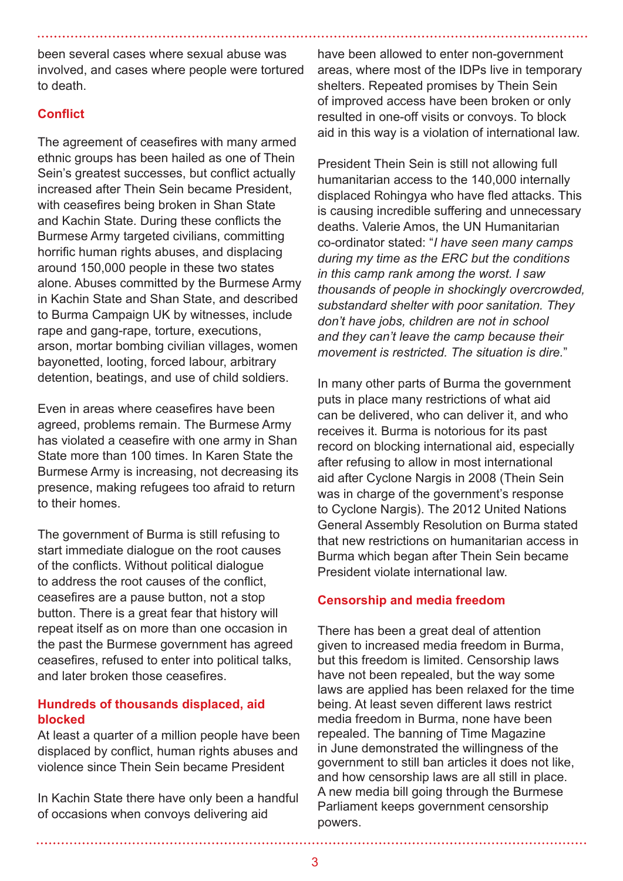been several cases where sexual abuse was involved, and cases where people were tortured to death.

## Conflict

The agreement of ceasefires with many armed ethnic groups has been hailed as one of Thein Sein's greatest successes, but conflict actually increased after Thein Sein became President, with ceasefires being broken in Shan State and Kachin State. During these conflicts the Burmese Army targeted civilians, committing horrific human rights abuses, and displacing around 150,000 people in these two states alone. Abuses committed by the Burmese Army in Kachin State and Shan State, and described to Burma Campaign UK by witnesses, include rape and gang-rape, torture, executions, arson, mortar bombing civilian villages, women bayonetted, looting, forced labour, arbitrary detention, beatings, and use of child soldiers.

Even in areas where ceasefires have been agreed, problems remain. The Burmese Army has violated a ceasefire with one army in Shan State more than 100 times. In Karen State the Burmese Army is increasing, not decreasing its presence, making refugees too afraid to return to their homes.

The government of Burma is still refusing to start immediate dialogue on the root causes of the conflicts. Without political dialogue to address the root causes of the conflict, ceasefires are a pause button, not a stop button. There is a great fear that history will repeat itself as on more than one occasion in the past the Burmese government has agreed ceasefires, refused to enter into political talks, and later broken those ceasefires.

## Hundreds of thousands displaced, aid blocked

At least a quarter of a million people have been displaced by conflict, human rights abuses and violence since Thein Sein became President

In Kachin State there have only been a handful of occasions when convoys delivering aid have been allowed to enter non-government areas, where most of the IDPs live in temporary shelters. Repeated promises by Thein Sein of improved access have been broken or only resulted in one-off visits or convoys. To block aid in this way is a violation of international law.

President Thein Sein is still not allowing full humanitarian access to the 140,000 internally displaced Rohingya who have fled attacks. This is causing incredible suffering and unnecessary deaths. Valerie Amos, the UN Humanitarian co-ordinator stated: "*I have seen many camps during my time as the ERC but the conditions in this camp rank among the worst. I saw thousands of people in shockingly overcrowded, substandard shelter with poor sanitation. They don't have jobs, children are not in school and they can't leave the camp because their movement is restricted. The situation is dire.*"

In many other parts of Burma the government puts in place many restrictions of what aid can be delivered, who can deliver it, and who receives it. Burma is notorious for its past record on blocking international aid, especially after refusing to allow in most international aid after Cyclone Nargis in 2008 (Thein Sein was in charge of the government's response to Cyclone Nargis). The 2012 United Nations General Assembly Resolution on Burma stated that new restrictions on humanitarian access in Burma which began after Thein Sein became President violate international law.

## Censorship and media freedom

There has been a great deal of attention given to increased media freedom in Burma, but this freedom is limited. Censorship laws have not been repealed, but the way some laws are applied has been relaxed for the time being. At least seven different laws restrict media freedom in Burma, none have been repealed. The banning of Time Magazine in June demonstrated the willingness of the government to still ban articles it does not like, and how censorship laws are all still in place. A new media bill going through the Burmese Parliament keeps government censorship powers.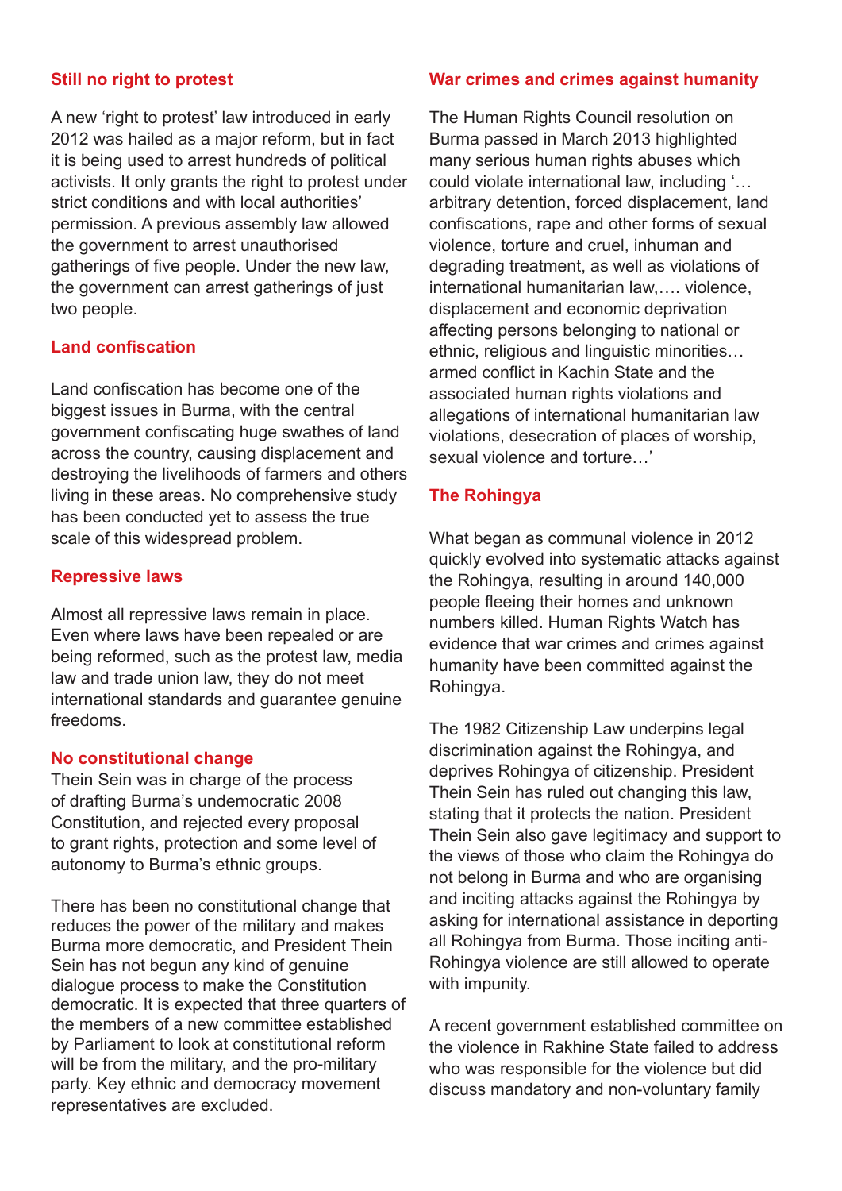### Still no right to protest

A new 'right to protest' law introduced in early 2012 was hailed as a major reform, but in fact it is being used to arrest hundreds of political activists. It only grants the right to protest under strict conditions and with local authorities' permission. A previous assembly law allowed the government to arrest unauthorised gatherings of five people. Under the new law, the government can arrest gatherings of just two people.

### Land confiscation

Land confiscation has become one of the biggest issues in Burma, with the central government confiscating huge swathes of land across the country, causing displacement and destroying the livelihoods of farmers and others living in these areas. No comprehensive study has been conducted yet to assess the true scale of this widespread problem.

### Repressive laws

Almost all repressive laws remain in place. Even where laws have been repealed or are being reformed, such as the protest law, media law and trade union law, they do not meet international standards and guarantee genuine freedoms.

### No constitutional change

Thein Sein was in charge of the process of drafting Burma's undemocratic 2008 Constitution, and rejected every proposal to grant rights, protection and some level of autonomy to Burma's ethnic groups.

There has been no constitutional change that reduces the power of the military and makes Burma more democratic, and President Thein Sein has not begun any kind of genuine dialogue process to make the Constitution democratic. It is expected that three quarters of the members of a new committee established by Parliament to look at constitutional reform will be from the military, and the pro-military party. Key ethnic and democracy movement representatives are excluded.

### War crimes and crimes against humanity

The Human Rights Council resolution on Burma passed in March 2013 highlighted many serious human rights abuses which could violate international law, including '…arbitrary detention, forced displacement, land confiscations, rape and other forms of sexual violence, torture and cruel, inhuman and degrading treatment, as well as violations of international humanitarian law,…. violence, displacement and economic deprivation affecting persons belonging to national or ethnic, religious and linguistic minorities… armed conflict in Kachin State and the associated human rights violations and allegations of international humanitarian law violations, desecration of places of worship, sexual violence and torture…'

### The Rohingya

What began as communal violence in 2012 quickly evolved into systematic attacks against the Rohingya, resulting in around 140,000 people fleeing their homes and unknown numbers killed. Human Rights Watch has evidence that war crimes and crimes against humanity have been committed against the Rohingya.

The 1982 Citizenship Law underpins legal discrimination against the Rohingya, and deprives Rohingya of citizenship. President Thein Sein has ruled out changing this law, stating that it protects the nation. President Thein Sein also gave legitimacy and support to the views of those who claim the Rohingya do not belong in Burma and who are organising and inciting attacks against the Rohingya by asking for international assistance in deporting all Rohingya from Burma. Those inciting anti-Rohingya violence are still allowed to operate with impunity.

A recent government established committee on the violence in Rakhine State failed to address who was responsible for the violence but did discuss mandatory and non-voluntary family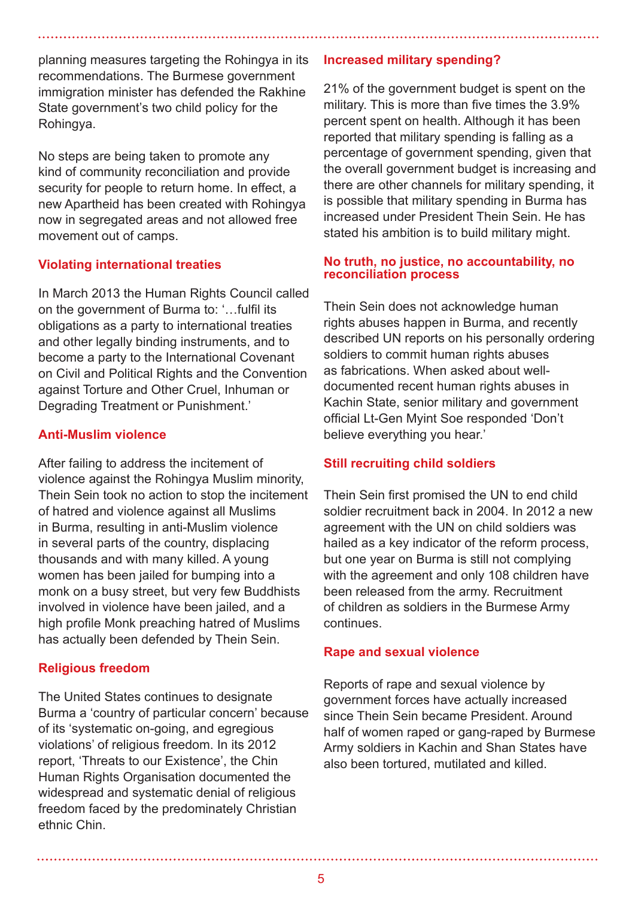planning measures targeting the Rohingya in its recommendations. The Burmese government immigration minister has defended the Rakhine State government's two child policy for the Rohingya.

No steps are being taken to promote any kind of community reconciliation and provide security for people to return home. In effect, a new Apartheid has been created with Rohingya now in segregated areas and not allowed free movement out of camps.

### Violating international treaties

In March 2013 the Human Rights Council called on the government of Burma to: '…fulfil its obligations as a party to international treaties and other legally binding instruments, and to become a party to the International Covenant on Civil and Political Rights and the Convention against Torture and Other Cruel, Inhuman or Degrading Treatment or Punishment.'

### Anti-Muslim violence

After failing to address the incitement of violence against the Rohingya Muslim minority, Thein Sein took no action to stop the incitement of hatred and violence against all Muslims in Burma, resulting in anti-Muslim violence in several parts of the country, displacing thousands and with many killed. A young women has been jailed for bumping into a monk on a busy street, but very few Buddhists involved in violence have been jailed, and a high profile Monk preaching hatred of Muslims has actually been defended by Thein Sein.

### Religious freedom

The United States continues to designate Burma a 'country of particular concern' because of its 'systematic on-going, and egregious violations' of religious freedom. In its 2012 report, 'Threats to our Existence', the Chin Human Rights Organisation documented the widespread and systematic denial of religious freedom faced by the predominately Christian ethnic Chin.

### Increased military spending?

21% of the government budget is spent on the military. This is more than five times the 3.9% percent spent on health. Although it has been reported that military spending is falling as a percentage of government spending, given that the overall government budget is increasing and there are other channels for military spending, it is possible that military spending in Burma has increased under President Thein Sein. He has stated his ambition is to build military might.

### No truth, no justice, no accountability, no reconciliation process

Thein Sein does not acknowledge human rights abuses happen in Burma, and recently described UN reports on his personally ordering soldiers to commit human rights abuses as fabrications. When asked about well-documented recent human rights abuses in Kachin State, senior military and government official Lt-Gen Myint Soe responded 'Don't believe everything you hear.'

### Still recruiting child soldiers

Thein Sein first promised the UN to end child soldier recruitment back in 2004. In 2012 a new agreement with the UN on child soldiers was hailed as a key indicator of the reform process, but one year on Burma is still not complying with the agreement and only 108 children have been released from the army. Recruitment of children as soldiers in the Burmese Army continues.

### Rape and sexual violence

Reports of rape and sexual violence by government forces have actually increased since Thein Sein became President. Around half of women raped or gang-raped by Burmese Army soldiers in Kachin and Shan States have also been tortured, mutilated and killed.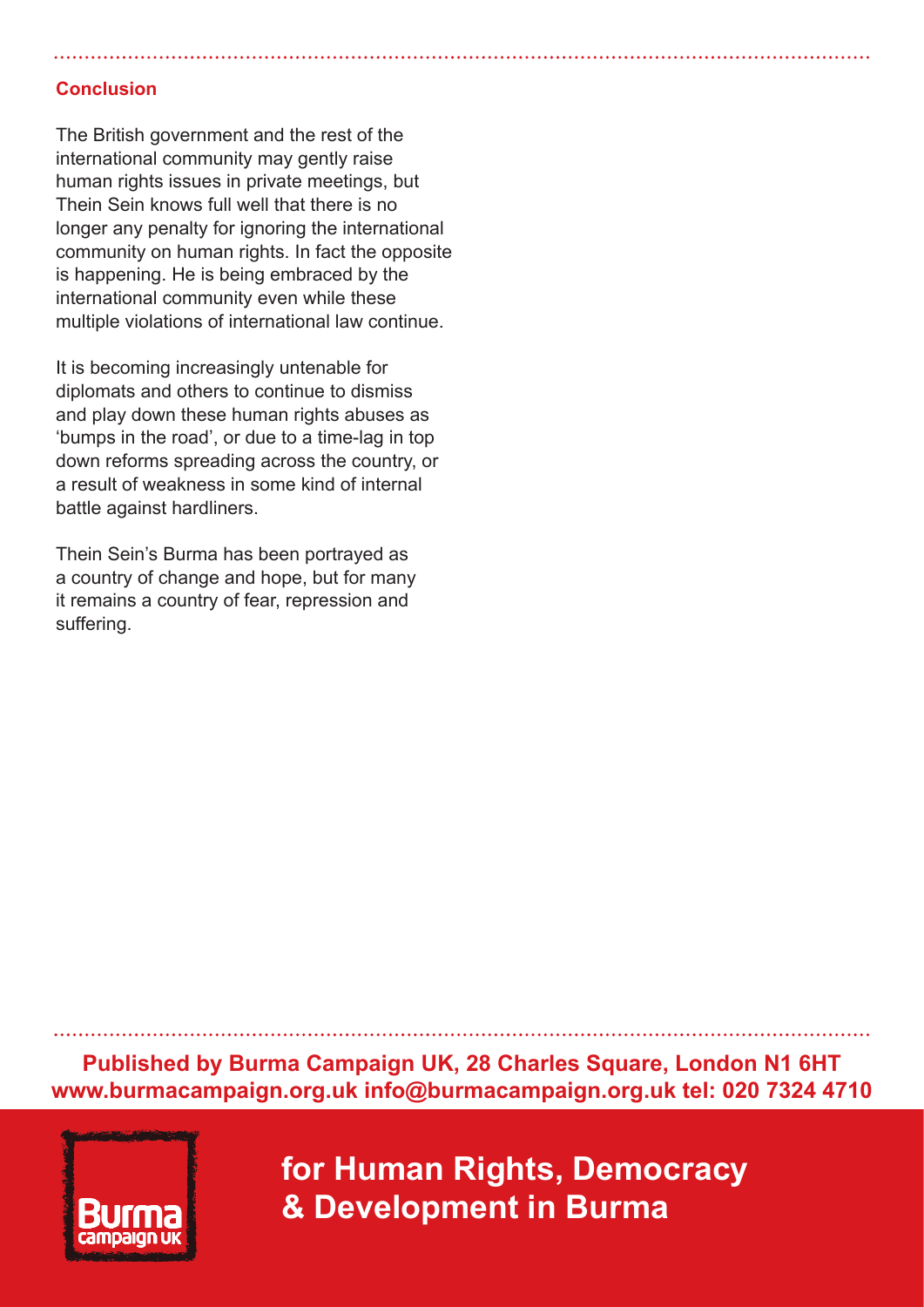## Conclusion

The British government and the rest of the international community may gently raise human rights issues in private meetings, but Thein Sein knows full well that there is no longer any penalty for ignoring the international community on human rights. In fact the opposite is happening. He is being embraced by the international community even while these multiple violations of international law continue.

It is becoming increasingly untenable for diplomats and others to continue to dismiss and play down these human rights abuses as 'bumps in the road', or due to a time-lag in top down reforms spreading across the country, or a result of weakness in some kind of internal battle against hardliners.

Thein Sein's Burma has been portrayed as a country of change and hope, but for many it remains a country of fear, repression and suffering.

**Published by Burma Campaign UK, 28 Charles Square, London N1 6HT**
**www.burmacampaign.org.uk info@burmacampaign.org.uk tel: 020 7324 4710**

Burma campaign UK

**for Human Rights, Democracy & Development in Burma**